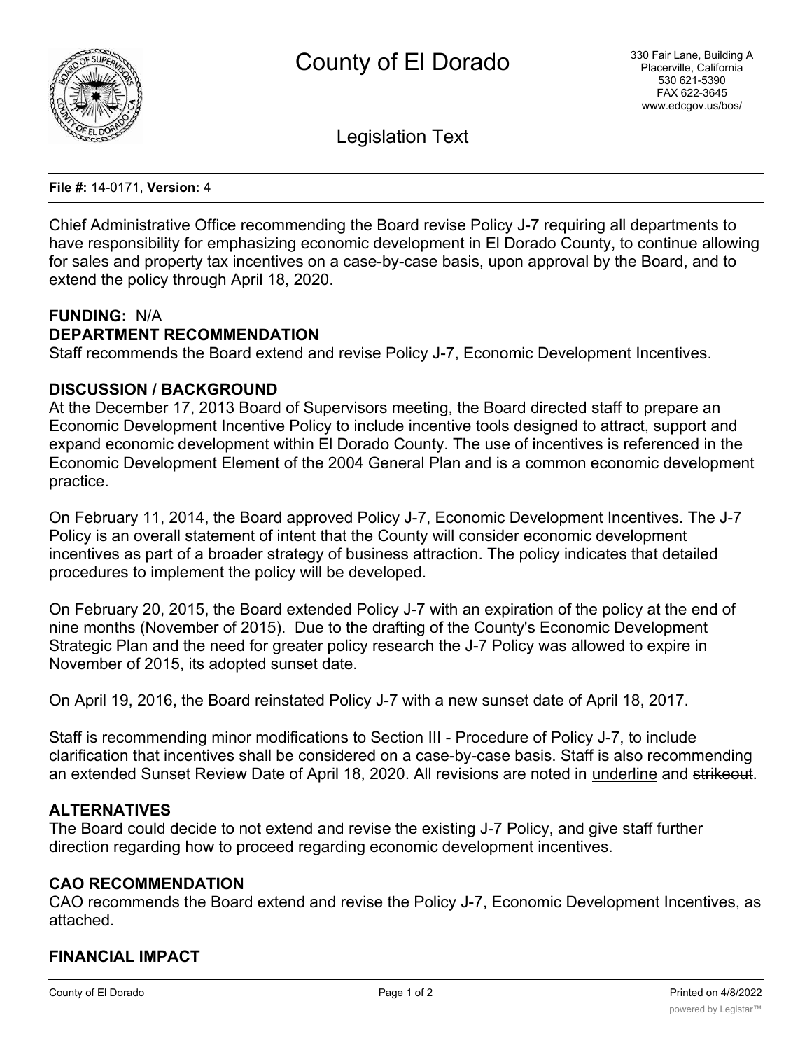# County of El Dorado

330 Fair Lane, Building A
Placerville, California
530 621-5390
FAX 622-3645
www.edcgov.us/bos/

## Legislation Text

**File #:** 14-0171, **Version:** 4

Chief Administrative Office recommending the Board revise Policy J-7 requiring all departments to have responsibility for emphasizing economic development in El Dorado County, to continue allowing for sales and property tax incentives on a case-by-case basis, upon approval by the Board, and to extend the policy through April 18, 2020.

**FUNDING:** N/A

**DEPARTMENT RECOMMENDATION**

Staff recommends the Board extend and revise Policy J-7, Economic Development Incentives.

**DISCUSSION / BACKGROUND**

At the December 17, 2013 Board of Supervisors meeting, the Board directed staff to prepare an Economic Development Incentive Policy to include incentive tools designed to attract, support and expand economic development within El Dorado County. The use of incentives is referenced in the Economic Development Element of the 2004 General Plan and is a common economic development practice.

On February 11, 2014, the Board approved Policy J-7, Economic Development Incentives. The J-7 Policy is an overall statement of intent that the County will consider economic development incentives as part of a broader strategy of business attraction. The policy indicates that detailed procedures to implement the policy will be developed.

On February 20, 2015, the Board extended Policy J-7 with an expiration of the policy at the end of nine months (November of 2015). Due to the drafting of the County's Economic Development Strategic Plan and the need for greater policy research the J-7 Policy was allowed to expire in November of 2015, its adopted sunset date.

On April 19, 2016, the Board reinstated Policy J-7 with a new sunset date of April 18, 2017.

Staff is recommending minor modifications to Section III - Procedure of Policy J-7, to include clarification that incentives shall be considered on a case-by-case basis. Staff is also recommending an extended Sunset Review Date of April 18, 2020. All revisions are noted in <u>underline</u> and ~~strikeout~~.

**ALTERNATIVES**

The Board could decide to not extend and revise the existing J-7 Policy, and give staff further direction regarding how to proceed regarding economic development incentives.

**CAO RECOMMENDATION**

CAO recommends the Board extend and revise the Policy J-7, Economic Development Incentives, as attached.

**FINANCIAL IMPACT**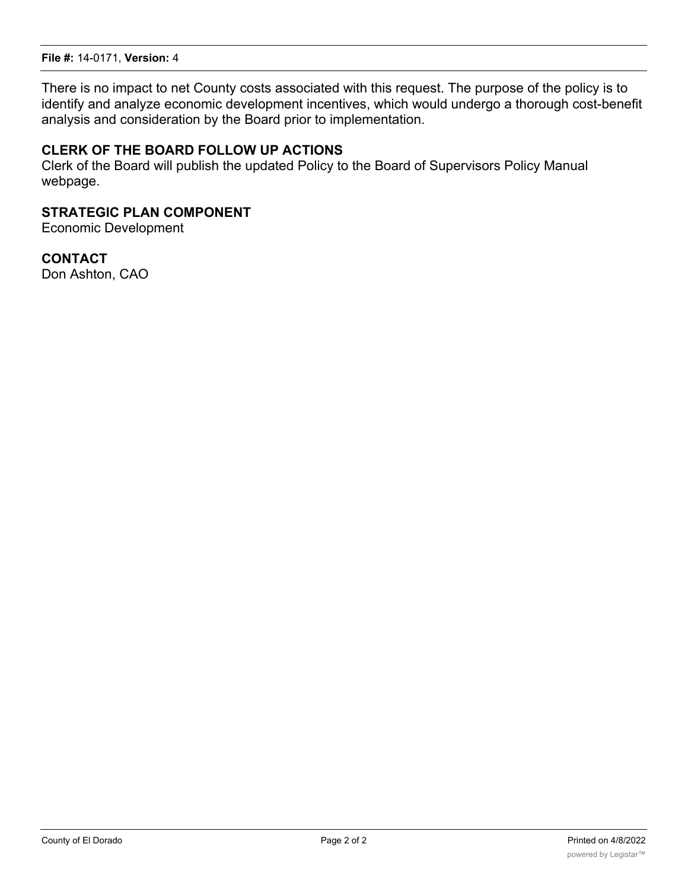There is no impact to net County costs associated with this request. The purpose of the policy is to identify and analyze economic development incentives, which would undergo a thorough cost-benefit analysis and consideration by the Board prior to implementation.

**CLERK OF THE BOARD FOLLOW UP ACTIONS**

Clerk of the Board will publish the updated Policy to the Board of Supervisors Policy Manual webpage.

**STRATEGIC PLAN COMPONENT**

Economic Development

**CONTACT**

Don Ashton, CAO